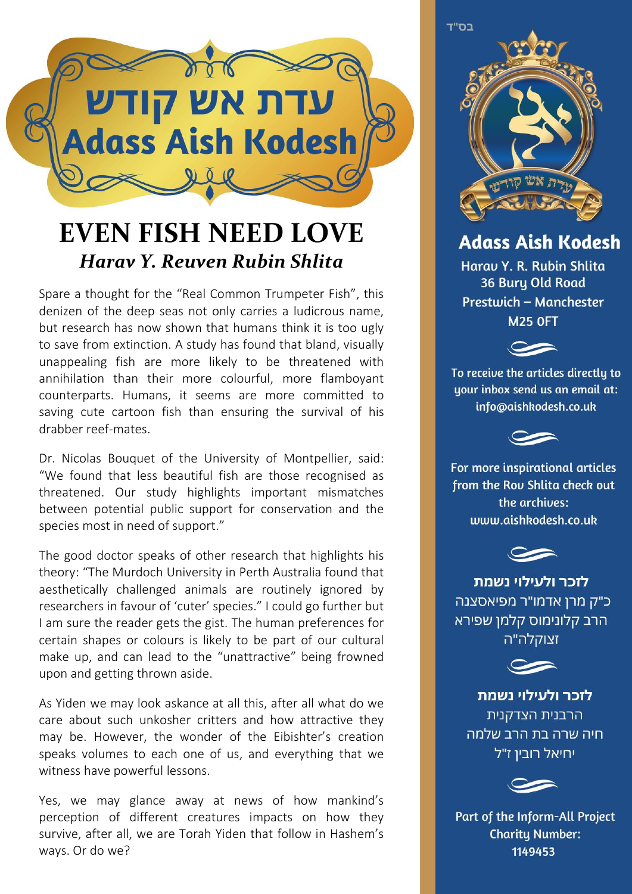# עדת אש קודש
# Adass Aish Kodesh

## EVEN FISH NEED LOVE

### *Harav Y. Reuven Rubin Shlita*

Spare a thought for the "Real Common Trumpeter Fish", this denizen of the deep seas not only carries a ludicrous name, but research has now shown that humans think it is too ugly to save from extinction. A study has found that bland, visually unappealing fish are more likely to be threatened with annihilation than their more colourful, more flamboyant counterparts. Humans, it seems are more committed to saving cute cartoon fish than ensuring the survival of his drabber reef-mates.

Dr. Nicolas Bouquet of the University of Montpellier, said: "We found that less beautiful fish are those recognised as threatened. Our study highlights important mismatches between potential public support for conservation and the species most in need of support."

The good doctor speaks of other research that highlights his theory: "The Murdoch University in Perth Australia found that aesthetically challenged animals are routinely ignored by researchers in favour of 'cuter' species." I could go further but I am sure the reader gets the gist. The human preferences for certain shapes or colours is likely to be part of our cultural make up, and can lead to the "unattractive" being frowned upon and getting thrown aside.

As Yiden we may look askance at all this, after all what do we care about such unkosher critters and how attractive they may be. However, the wonder of the Eibishter's creation speaks volumes to each one of us, and everything that we witness have powerful lessons.

Yes, we may glance away at news of how mankind's perception of different creatures impacts on how they survive, after all, we are Torah Yiden that follow in Hashem's ways. Or do we?

---

בס"ד

**Adass Aish Kodesh**

Harav Y. R. Rubin Shlita
36 Bury Old Road
Prestwich – Manchester
M25 0FT

To receive the articles directly to your inbox send us an email at: info@aishkodesh.co.uk

For more inspirational articles from the Rov Shlita check out the archives: www.aishkodesh.co.uk

**לזכר ולעילוי נשמת**
כ"ק מרן אדמו"ר מפיאסצנה
הרב קלונימוס קלמן שפירא
זצוקלה"ה

**לזכר ולעילוי נשמת**
הרבנית הצדקנית
חיה שרה בת הרב שלמה
יחיאל רובין ז"ל

Part of the Inform-All Project
Charity Number:
1149453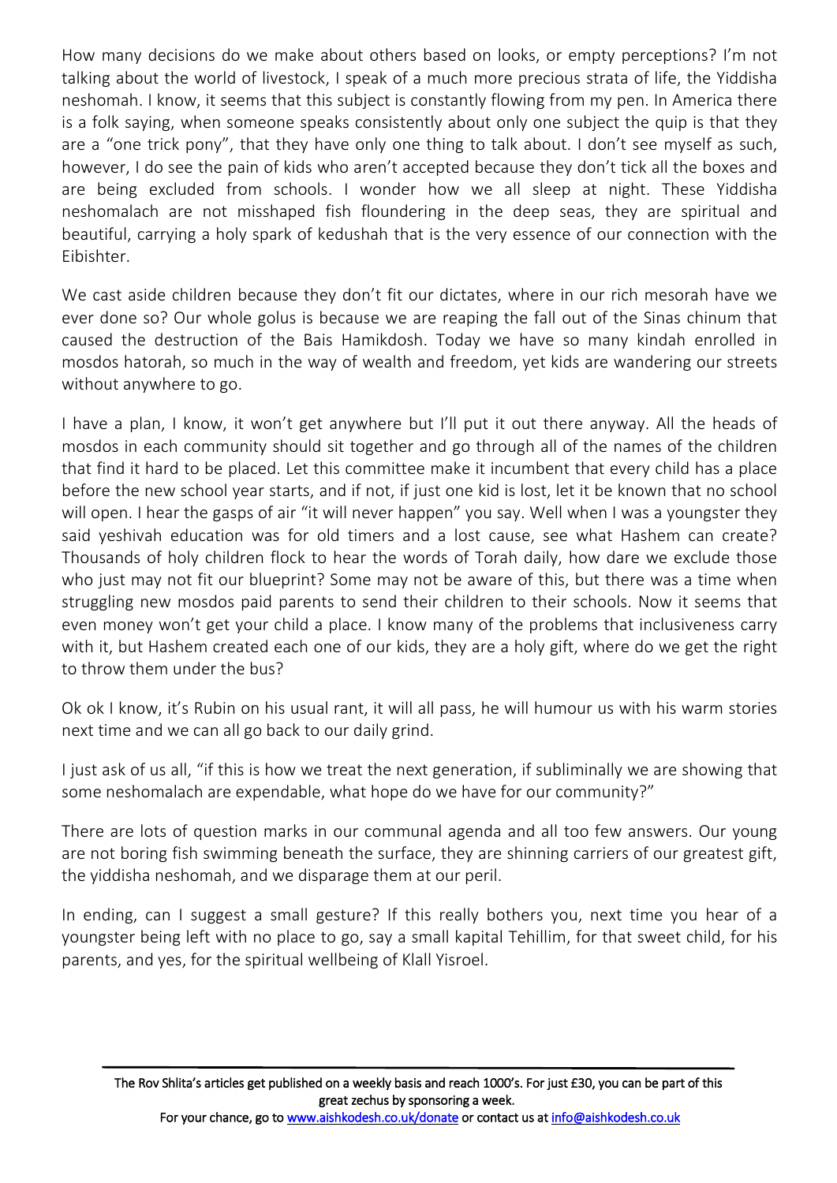How many decisions do we make about others based on looks, or empty perceptions? I'm not talking about the world of livestock, I speak of a much more precious strata of life, the Yiddisha neshomah. I know, it seems that this subject is constantly flowing from my pen. In America there is a folk saying, when someone speaks consistently about only one subject the quip is that they are a "one trick pony", that they have only one thing to talk about. I don't see myself as such, however, I do see the pain of kids who aren't accepted because they don't tick all the boxes and are being excluded from schools. I wonder how we all sleep at night. These Yiddisha neshomalach are not misshaped fish floundering in the deep seas, they are spiritual and beautiful, carrying a holy spark of kedushah that is the very essence of our connection with the Eibishter.

We cast aside children because they don't fit our dictates, where in our rich mesorah have we ever done so? Our whole golus is because we are reaping the fall out of the Sinas chinum that caused the destruction of the Bais Hamikdosh. Today we have so many kindah enrolled in mosdos hatorah, so much in the way of wealth and freedom, yet kids are wandering our streets without anywhere to go.

I have a plan, I know, it won't get anywhere but I'll put it out there anyway. All the heads of mosdos in each community should sit together and go through all of the names of the children that find it hard to be placed. Let this committee make it incumbent that every child has a place before the new school year starts, and if not, if just one kid is lost, let it be known that no school will open. I hear the gasps of air "it will never happen" you say. Well when I was a youngster they said yeshivah education was for old timers and a lost cause, see what Hashem can create? Thousands of holy children flock to hear the words of Torah daily, how dare we exclude those who just may not fit our blueprint? Some may not be aware of this, but there was a time when struggling new mosdos paid parents to send their children to their schools. Now it seems that even money won't get your child a place. I know many of the problems that inclusiveness carry with it, but Hashem created each one of our kids, they are a holy gift, where do we get the right to throw them under the bus?

Ok ok I know, it's Rubin on his usual rant, it will all pass, he will humour us with his warm stories next time and we can all go back to our daily grind.

I just ask of us all, "if this is how we treat the next generation, if subliminally we are showing that some neshomalach are expendable, what hope do we have for our community?"

There are lots of question marks in our communal agenda and all too few answers. Our young are not boring fish swimming beneath the surface, they are shinning carriers of our greatest gift, the yiddisha neshomah, and we disparage them at our peril.

In ending, can I suggest a small gesture? If this really bothers you, next time you hear of a youngster being left with no place to go, say a small kapital Tehillim, for that sweet child, for his parents, and yes, for the spiritual wellbeing of Klall Yisroel.

---

The Rov Shlita's articles get published on a weekly basis and reach 1000's. For just £30, you can be part of this great zechus by sponsoring a week.
For your chance, go to www.aishkodesh.co.uk/donate or contact us at info@aishkodesh.co.uk